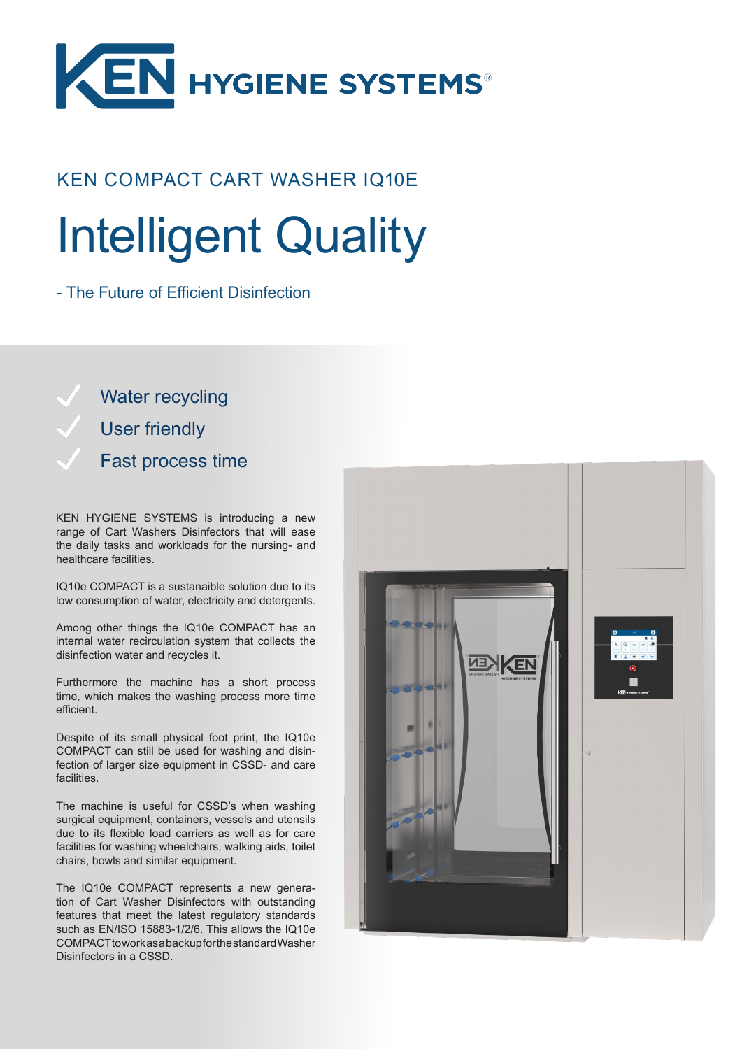KEN HYGIENE SYSTEMS®

KEN COMPACT CART WASHER IQ10E

# Intelligent Quality

- The Future of Efficient Disinfection

- Water recycling
- User friendly
- Fast process time

KEN HYGIENE SYSTEMS is introducing a new range of Cart Washers Disinfectors that will ease the daily tasks and workloads for the nursing- and healthcare facilities.

IQ10e COMPACT is a sustanaible solution due to its low consumption of water, electricity and detergents.

Among other things the IQ10e COMPACT has an internal water recirculation system that collects the disinfection water and recycles it.

Furthermore the machine has a short process time, which makes the washing process more time efficient.

Despite of its small physical foot print, the IQ10e COMPACT can still be used for washing and disinfection of larger size equipment in CSSD- and care facilities.

The machine is useful for CSSD's when washing surgical equipment, containers, vessels and utensils due to its flexible load carriers as well as for care facilities for washing wheelchairs, walking aids, toilet chairs, bowls and similar equipment.

The IQ10e COMPACT represents a new generation of Cart Washer Disinfectors with outstanding features that meet the latest regulatory standards such as EN/ISO 15883-1/2/6. This allows the IQ10e COMPACT to work as a backup for the standard Washer Disinfectors in a CSSD.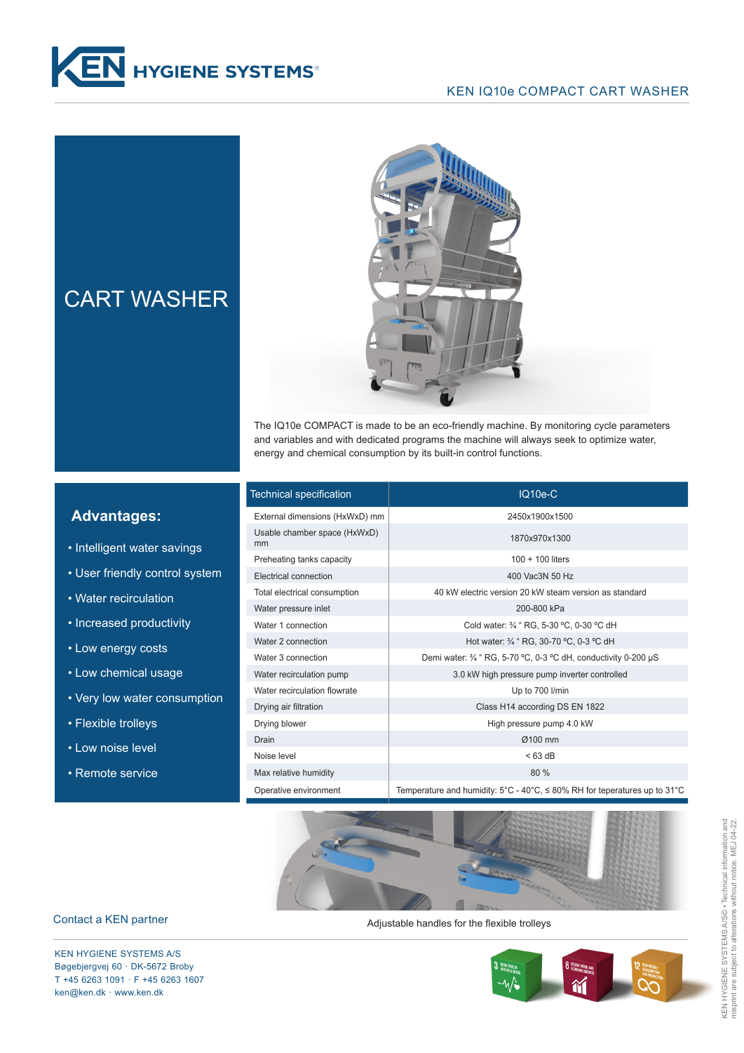KEN HYGIENE SYSTEMS®

KEN IQ10e COMPACT CART WASHER

# CART WASHER

The IQ10e COMPACT is made to be an eco-friendly machine. By monitoring cycle parameters and variables and with dedicated programs the machine will always seek to optimize water, energy and chemical consumption by its built-in control functions.

## Advantages:

- Intelligent water savings
- User friendly control system
- Water recirculation
- Increased productivity
- Low energy costs
- Low chemical usage
- Very low water consumption
- Flexible trolleys
- Low noise level
- Remote service

| Technical specification | IQ10e-C |
|---|---|
| External dimensions (HxWxD) mm | 2450x1900x1500 |
| Usable chamber space (HxWxD) mm | 1870x970x1300 |
| Preheating tanks capacity | 100 + 100 liters |
| Electrical connection | 400 Vac3N 50 Hz |
| Total electrical consumption | 40 kW electric version 20 kW steam version as standard |
| Water pressure inlet | 200-800 kPa |
| Water 1 connection | Cold water: ¾ " RG, 5-30 °C, 0-30 °C dH |
| Water 2 connection | Hot water: ¾ " RG, 30-70 °C, 0-3 °C dH |
| Water 3 connection | Demi water: ¾ " RG, 5-70 °C, 0-3 °C dH, conductivity 0-200 μS |
| Water recirculation pump | 3.0 kW high pressure pump inverter controlled |
| Water recirculation flowrate | Up to 700 l/min |
| Drying air filtration | Class H14 according DS EN 1822 |
| Drying blower | High pressure pump 4.0 kW |
| Drain | Ø100 mm |
| Noise level | < 63 dB |
| Max relative humidity | 80 % |
| Operative environment | Temperature and humidity: 5°C - 40°C, ≤ 80% RH for teperatures up to 31°C |

Adjustable handles for the flexible trolleys

Contact a KEN partner

KEN HYGIENE SYSTEMS A/S
Bøgebjergvej 60 · DK-5672 Broby
T +45 6263 1091 · F +45 6263 1607
ken@ken.dk · www.ken.dk

KEN HYGIENE SYSTEMS A/S© • Technical information and misprint are subject to alterations without notice. MEJ 04-22.